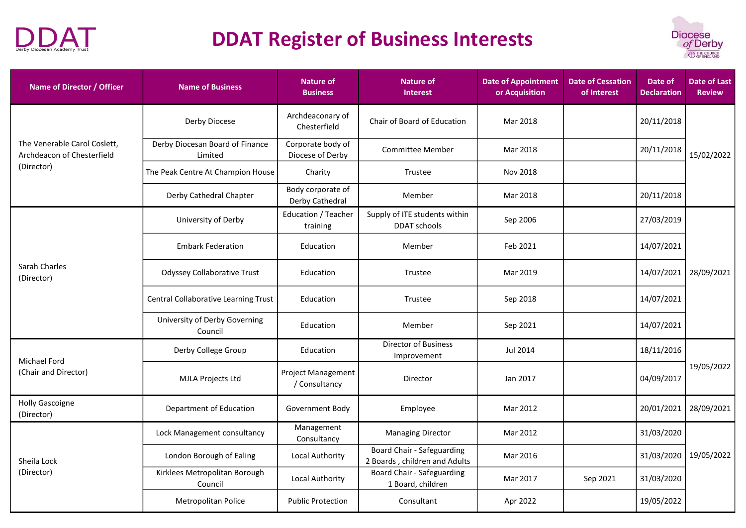# DDAT Register of Business Interests

| Name of Director / Officer | Name of Business | Nature of Business | Nature of Interest | Date of Appointment or Acquisition | Date of Cessation of Interest | Date of Declaration | Date of Last Review |
|---|---|---|---|---|---|---|---|
| The Venerable Carol Coslett, Archdeacon of Chesterfield (Director) | Derby Diocese | Archdeaconary of Chesterfield | Chair of Board of Education | Mar 2018 | | 20/11/2018 | 15/02/2022 |
| | Derby Diocesan Board of Finance Limited | Corporate body of Diocese of Derby | Committee Member | Mar 2018 | | 20/11/2018 | |
| | The Peak Centre At Champion House | Charity | Trustee | Nov 2018 | | | |
| | Derby Cathedral Chapter | Body corporate of Derby Cathedral | Member | Mar 2018 | | 20/11/2018 | |
| Sarah Charles (Director) | University of Derby | Education / Teacher training | Supply of ITE students within DDAT schools | Sep 2006 | | 27/03/2019 | 28/09/2021 |
| | Embark Federation | Education | Member | Feb 2021 | | 14/07/2021 | |
| | Odyssey Collaborative Trust | Education | Trustee | Mar 2019 | | 14/07/2021 | |
| | Central Collaborative Learning Trust | Education | Trustee | Sep 2018 | | 14/07/2021 | |
| | University of Derby Governing Council | Education | Member | Sep 2021 | | 14/07/2021 | |
| Michael Ford (Chair and Director) | Derby College Group | Education | Director of Business Improvement | Jul 2014 | | 18/11/2016 | 19/05/2022 |
| | MJLA Projects Ltd | Project Management / Consultancy | Director | Jan 2017 | | 04/09/2017 | |
| Holly Gascoigne (Director) | Department of Education | Government Body | Employee | Mar 2012 | | 20/01/2021 | 28/09/2021 |
| Sheila Lock (Director) | Lock Management consultancy | Management Consultancy | Managing Director | Mar 2012 | | 31/03/2020 | 19/05/2022 |
| | London Borough of Ealing | Local Authority | Board Chair - Safeguarding 2 Boards , children and Adults | Mar 2016 | | 31/03/2020 | |
| | Kirklees Metropolitan Borough Council | Local Authority | Board Chair - Safeguarding 1 Board, children | Mar 2017 | Sep 2021 | 31/03/2020 | |
| | Metropolitan Police | Public Protection | Consultant | Apr 2022 | | 19/05/2022 | |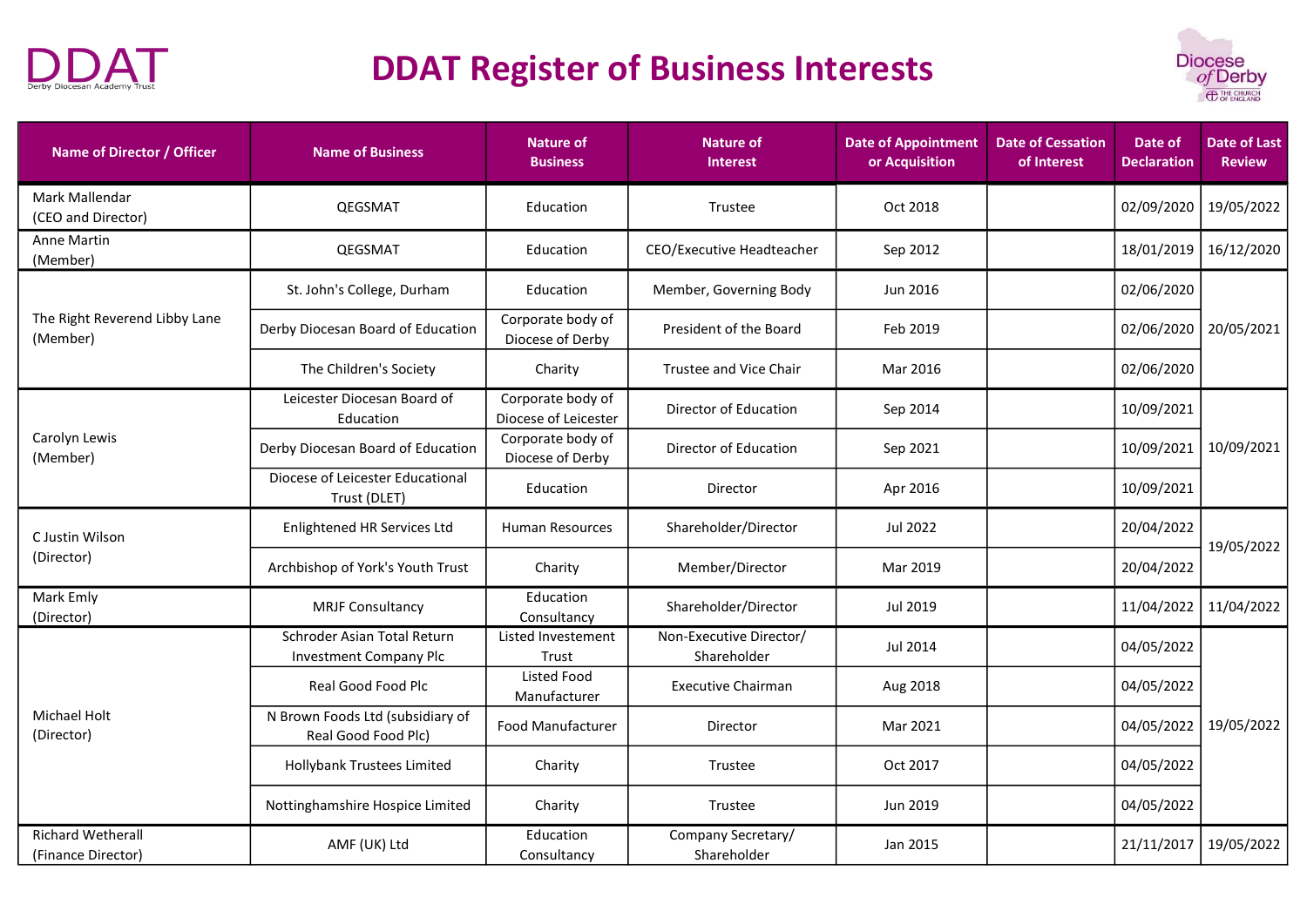# DDAT Register of Business Interests

| Name of Director / Officer | Name of Business | Nature of Business | Nature of Interest | Date of Appointment or Acquisition | Date of Cessation of Interest | Date of Declaration | Date of Last Review |
|---|---|---|---|---|---|---|---|
| Mark Mallendar (CEO and Director) | QEGSMAT | Education | Trustee | Oct 2018 | | 02/09/2020 | 19/05/2022 |
| Anne Martin (Member) | QEGSMAT | Education | CEO/Executive Headteacher | Sep 2012 | | 18/01/2019 | 16/12/2020 |
| The Right Reverend Libby Lane (Member) | St. John's College, Durham | Education | Member, Governing Body | Jun 2016 | | 02/06/2020 | 20/05/2021 |
| | Derby Diocesan Board of Education | Corporate body of Diocese of Derby | President of the Board | Feb 2019 | | 02/06/2020 | |
| | The Children's Society | Charity | Trustee and Vice Chair | Mar 2016 | | 02/06/2020 | |
| Carolyn Lewis (Member) | Leicester Diocesan Board of Education | Corporate body of Diocese of Leicester | Director of Education | Sep 2014 | | 10/09/2021 | 10/09/2021 |
| | Derby Diocesan Board of Education | Corporate body of Diocese of Derby | Director of Education | Sep 2021 | | 10/09/2021 | |
| | Diocese of Leicester Educational Trust (DLET) | Education | Director | Apr 2016 | | 10/09/2021 | |
| C Justin Wilson (Director) | Enlightened HR Services Ltd | Human Resources | Shareholder/Director | Jul 2022 | | 20/04/2022 | 19/05/2022 |
| | Archbishop of York's Youth Trust | Charity | Member/Director | Mar 2019 | | 20/04/2022 | |
| Mark Emly (Director) | MRJF Consultancy | Education Consultancy | Shareholder/Director | Jul 2019 | | 11/04/2022 | 11/04/2022 |
| Michael Holt (Director) | Schroder Asian Total Return Investment Company Plc | Listed Investement Trust | Non-Executive Director/ Shareholder | Jul 2014 | | 04/05/2022 | 19/05/2022 |
| | Real Good Food Plc | Listed Food Manufacturer | Executive Chairman | Aug 2018 | | 04/05/2022 | |
| | N Brown Foods Ltd (subsidiary of Real Good Food Plc) | Food Manufacturer | Director | Mar 2021 | | 04/05/2022 | |
| | Hollybank Trustees Limited | Charity | Trustee | Oct 2017 | | 04/05/2022 | |
| | Nottinghamshire Hospice Limited | Charity | Trustee | Jun 2019 | | 04/05/2022 | |
| Richard Wetherall (Finance Director) | AMF (UK) Ltd | Education Consultancy | Company Secretary/ Shareholder | Jan 2015 | | 21/11/2017 | 19/05/2022 |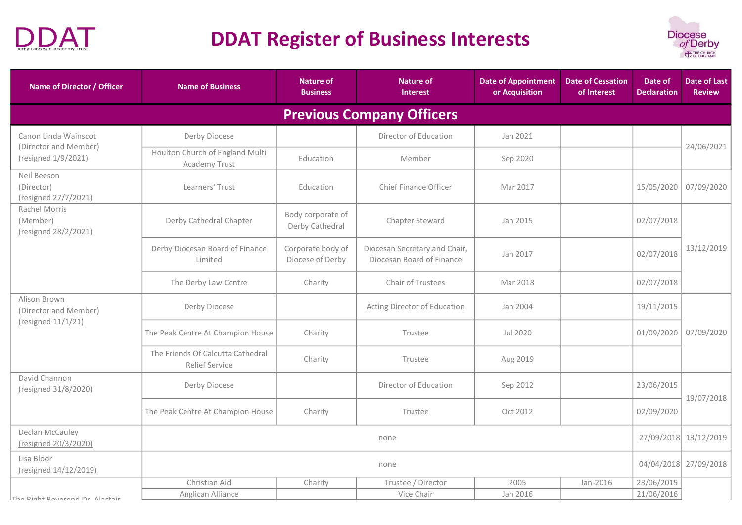# DDAT Register of Business Interests

| Name of Director / Officer | Name of Business | Nature of Business | Nature of Interest | Date of Appointment or Acquisition | Date of Cessation of Interest | Date of Declaration | Date of Last Review |
|---|---|---|---|---|---|---|---|
| **Previous Company Officers** | | | | | | | |
| Canon Linda Wainscot (Director and Member) (resigned 1/9/2021) | Derby Diocese | | Director of Education | Jan 2021 | | | 24/06/2021 |
| | Houlton Church of England Multi Academy Trust | Education | Member | Sep 2020 | | | |
| Neil Beeson (Director) (resigned 27/7/2021) | Learners' Trust | Education | Chief Finance Officer | Mar 2017 | | 15/05/2020 | 07/09/2020 |
| Rachel Morris (Member) (resigned 28/2/2021) | Derby Cathedral Chapter | Body corporate of Derby Cathedral | Chapter Steward | Jan 2015 | | 02/07/2018 | 13/12/2019 |
| | Derby Diocesan Board of Finance Limited | Corporate body of Diocese of Derby | Diocesan Secretary and Chair, Diocesan Board of Finance | Jan 2017 | | 02/07/2018 | |
| | The Derby Law Centre | Charity | Chair of Trustees | Mar 2018 | | 02/07/2018 | |
| Alison Brown (Director and Member) (resigned 11/1/21) | Derby Diocese | | Acting Director of Education | Jan 2004 | | 19/11/2015 | 07/09/2020 |
| | The Peak Centre At Champion House | Charity | Trustee | Jul 2020 | | 01/09/2020 | |
| | The Friends Of Calcutta Cathedral Relief Service | Charity | Trustee | Aug 2019 | | | |
| David Channon (resigned 31/8/2020) | Derby Diocese | | Director of Education | Sep 2012 | | 23/06/2015 | 19/07/2018 |
| | The Peak Centre At Champion House | Charity | Trustee | Oct 2012 | | 02/09/2020 | |
| Declan McCauley (resigned 20/3/2020) | none | | | | | 27/09/2018 | 13/12/2019 |
| Lisa Bloor (resigned 14/12/2019) | none | | | | | 04/04/2018 | 27/09/2018 |
| The Right Reverend Dr. Alastair | Christian Aid | Charity | Trustee / Director | 2005 | Jan-2016 | 23/06/2015 | |
| | Anglican Alliance | | Vice Chair | Jan 2016 | | 21/06/2016 | |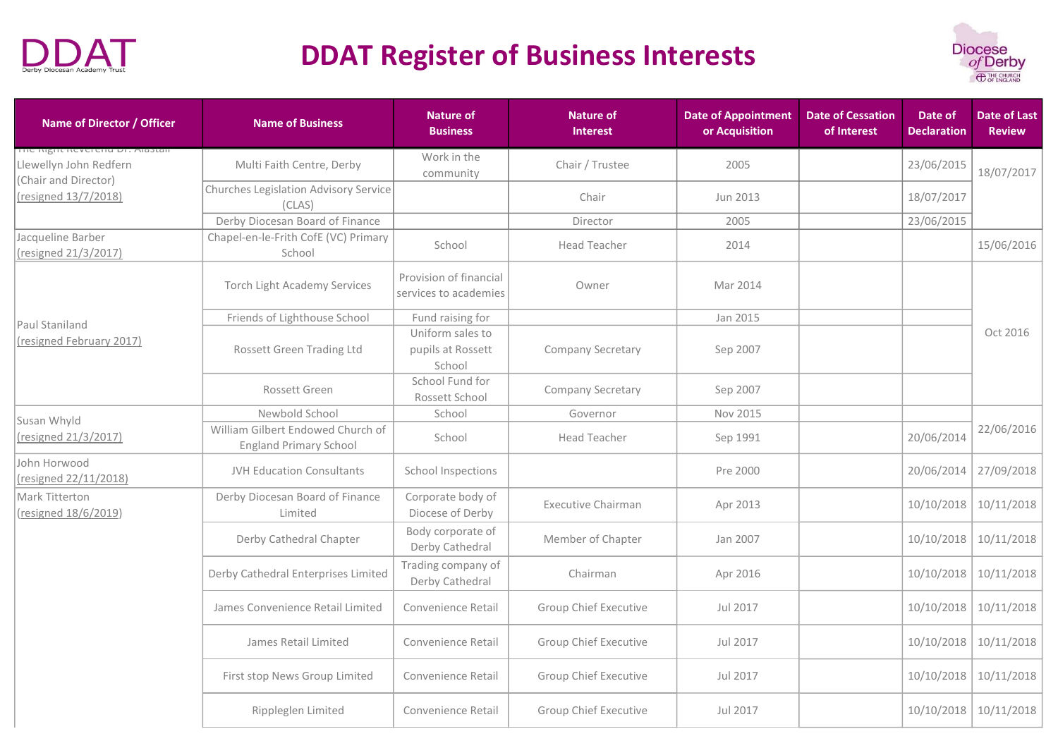# DDAT Register of Business Interests

| Name of Director / Officer | Name of Business | Nature of Business | Nature of Interest | Date of Appointment or Acquisition | Date of Cessation of Interest | Date of Declaration | Date of Last Review |
|---|---|---|---|---|---|---|---|
| The Right Reverend Dr. Alastair Llewellyn John Redfern (Chair and Director) (resigned 13/7/2018) | Multi Faith Centre, Derby | Work in the community | Chair / Trustee | 2005 | | 23/06/2015 | 18/07/2017 |
| | Churches Legislation Advisory Service (CLAS) | | Chair | Jun 2013 | | 18/07/2017 | |
| | Derby Diocesan Board of Finance | | Director | 2005 | | 23/06/2015 | |
| Jacqueline Barber (resigned 21/3/2017) | Chapel-en-le-Frith CofE (VC) Primary School | School | Head Teacher | 2014 | | | 15/06/2016 |
| Paul Staniland (resigned February 2017) | Torch Light Academy Services | Provision of financial services to academies | Owner | Mar 2014 | | | Oct 2016 |
| | Friends of Lighthouse School | Fund raising for | | Jan 2015 | | | |
| | Rossett Green Trading Ltd | Uniform sales to pupils at Rossett School | Company Secretary | Sep 2007 | | | |
| | Rossett Green | School Fund for Rossett School | Company Secretary | Sep 2007 | | | |
| Susan Whyld (resigned 21/3/2017) | Newbold School | School | Governor | Nov 2015 | | | 22/06/2016 |
| | William Gilbert Endowed Church of England Primary School | School | Head Teacher | Sep 1991 | | 20/06/2014 | |
| John Horwood (resigned 22/11/2018) | JVH Education Consultants | School Inspections | | Pre 2000 | | 20/06/2014 | 27/09/2018 |
| Mark Titterton (resigned 18/6/2019) | Derby Diocesan Board of Finance Limited | Corporate body of Diocese of Derby | Executive Chairman | Apr 2013 | | 10/10/2018 | 10/11/2018 |
| | Derby Cathedral Chapter | Body corporate of Derby Cathedral | Member of Chapter | Jan 2007 | | 10/10/2018 | 10/11/2018 |
| | Derby Cathedral Enterprises Limited | Trading company of Derby Cathedral | Chairman | Apr 2016 | | 10/10/2018 | 10/11/2018 |
| | James Convenience Retail Limited | Convenience Retail | Group Chief Executive | Jul 2017 | | 10/10/2018 | 10/11/2018 |
| | James Retail Limited | Convenience Retail | Group Chief Executive | Jul 2017 | | 10/10/2018 | 10/11/2018 |
| | First stop News Group Limited | Convenience Retail | Group Chief Executive | Jul 2017 | | 10/10/2018 | 10/11/2018 |
| | Rippleglen Limited | Convenience Retail | Group Chief Executive | Jul 2017 | | 10/10/2018 | 10/11/2018 |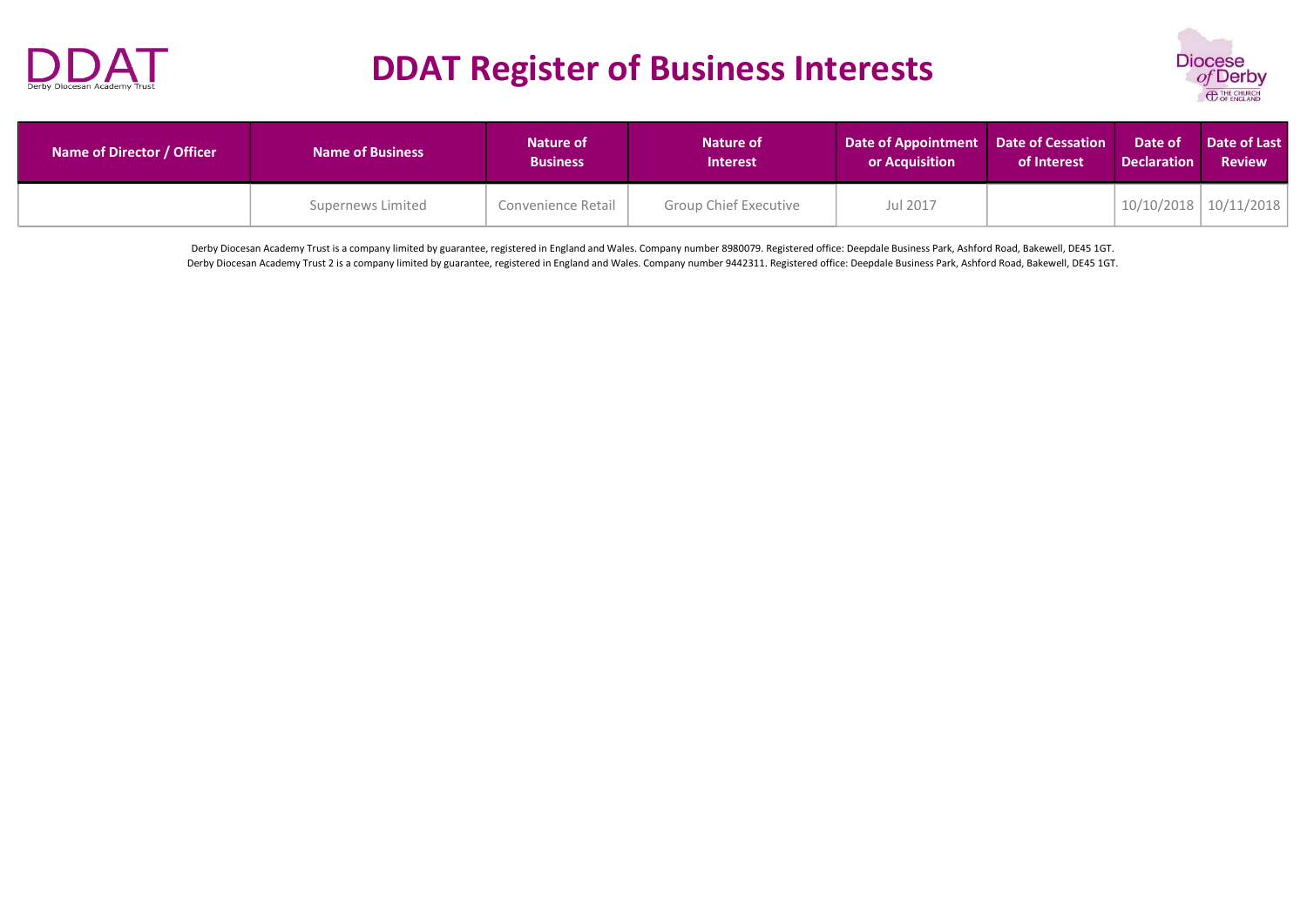# DDAT Register of Business Interests

| Name of Director / Officer | Name of Business | Nature of Business | Nature of Interest | Date of Appointment or Acquisition | Date of Cessation of Interest | Date of Declaration | Date of Last Review |
|---|---|---|---|---|---|---|---|
| | Supernews Limited | Convenience Retail | Group Chief Executive | Jul 2017 | | 10/10/2018 | 10/11/2018 |

Derby Diocesan Academy Trust is a company limited by guarantee, registered in England and Wales. Company number 8980079. Registered office: Deepdale Business Park, Ashford Road, Bakewell, DE45 1GT.

Derby Diocesan Academy Trust 2 is a company limited by guarantee, registered in England and Wales. Company number 9442311. Registered office: Deepdale Business Park, Ashford Road, Bakewell, DE45 1GT.